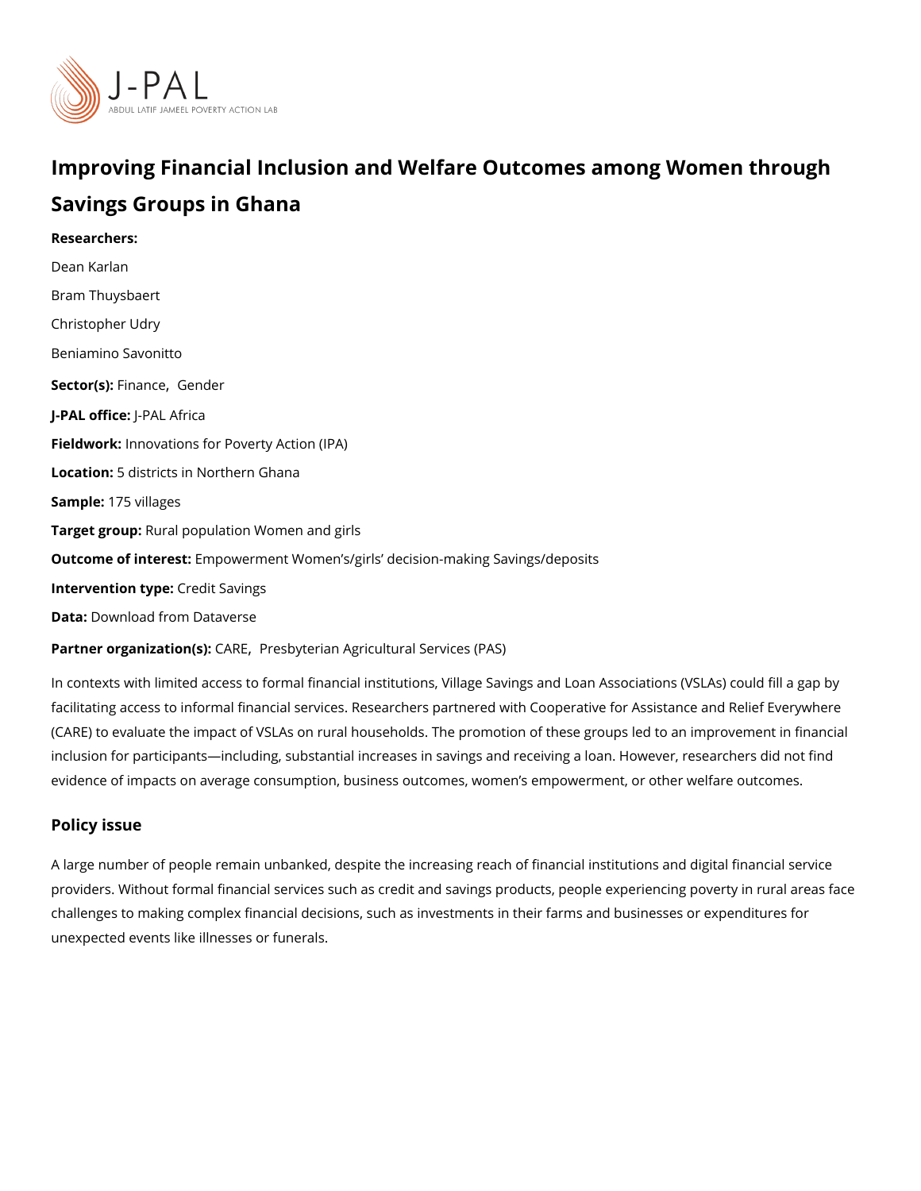# Improving Financial Inclusion and Welfare Outcomes among Women through Savings Groups in Ghana

**Researchers:**

Dean Karlan

Bram Thuysbaert

Christopher Udry

Beniamino Savonitto

**Sector(s):** Finance, Gender

**J-PAL office:** J-PAL Africa

**Fieldwork:** Innovations for Poverty Action (IPA)

**Location:** 5 districts in Northern Ghana

**Sample:** 175 villages

**Target group:** Rural population Women and girls

**Outcome of interest:** Empowerment Women's/girls' decision-making Savings/deposits

**Intervention type:** Credit Savings

**Data:** Download from Dataverse

**Partner organization(s):** CARE, Presbyterian Agricultural Services (PAS)

In contexts with limited access to formal financial institutions, Village Savings and Loan Associations (VSLAs) could fill a gap by facilitating access to informal financial services. Researchers partnered with Cooperative for Assistance and Relief Everywhere (CARE) to evaluate the impact of VSLAs on rural households. The promotion of these groups led to an improvement in financial inclusion for participants—including, substantial increases in savings and receiving a loan. However, researchers did not find evidence of impacts on average consumption, business outcomes, women's empowerment, or other welfare outcomes.

## Policy issue

A large number of people remain unbanked, despite the increasing reach of financial institutions and digital financial service providers. Without formal financial services such as credit and savings products, people experiencing poverty in rural areas face challenges to making complex financial decisions, such as investments in their farms and businesses or expenditures for unexpected events like illnesses or funerals.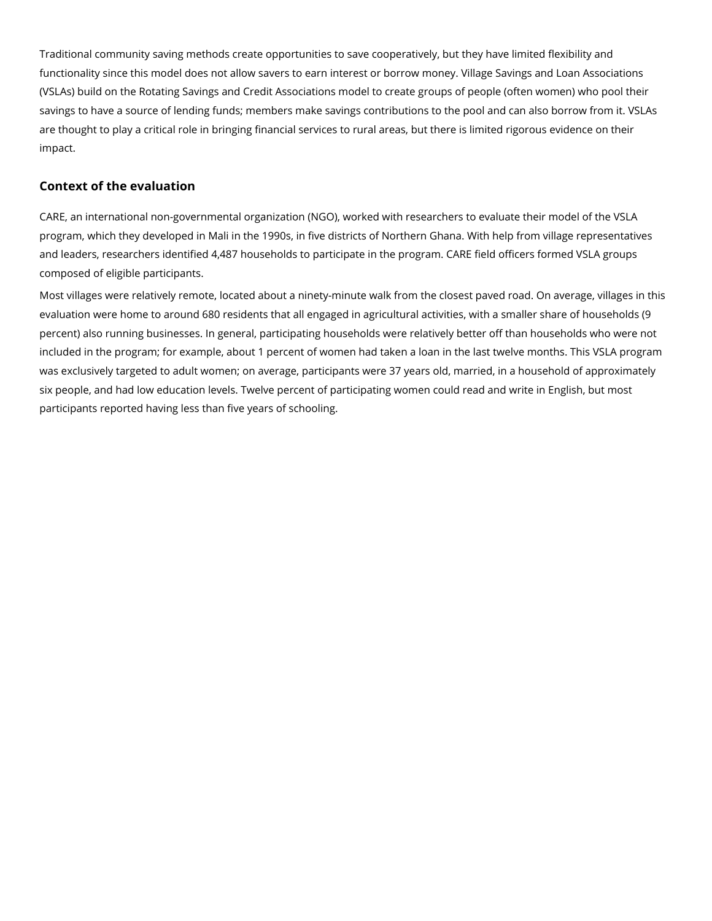Traditional community saving methods create opportunities to save cooperatively, but they have limited flexibility and functionality since this model does not allow savers to earn interest or borrow money. Village Savings and Loan Associations (VSLAs) build on the Rotating Savings and Credit Associations model to create groups of people (often women) who pool their savings to have a source of lending funds; members make savings contributions to the pool and can also borrow from it. VSLAs are thought to play a critical role in bringing financial services to rural areas, but there is limited rigorous evidence on their impact.

## Context of the evaluation

CARE, an international non-governmental organization (NGO), worked with researchers to evaluate their model of the VSLA program, which they developed in Mali in the 1990s, in five districts of Northern Ghana. With help from village representatives and leaders, researchers identified 4,487 households to participate in the program. CARE field officers formed VSLA groups composed of eligible participants.

Most villages were relatively remote, located about a ninety-minute walk from the closest paved road. On average, villages in this evaluation were home to around 680 residents that all engaged in agricultural activities, with a smaller share of households (9 percent) also running businesses. In general, participating households were relatively better off than households who were not included in the program; for example, about 1 percent of women had taken a loan in the last twelve months. This VSLA program was exclusively targeted to adult women; on average, participants were 37 years old, married, in a household of approximately six people, and had low education levels. Twelve percent of participating women could read and write in English, but most participants reported having less than five years of schooling.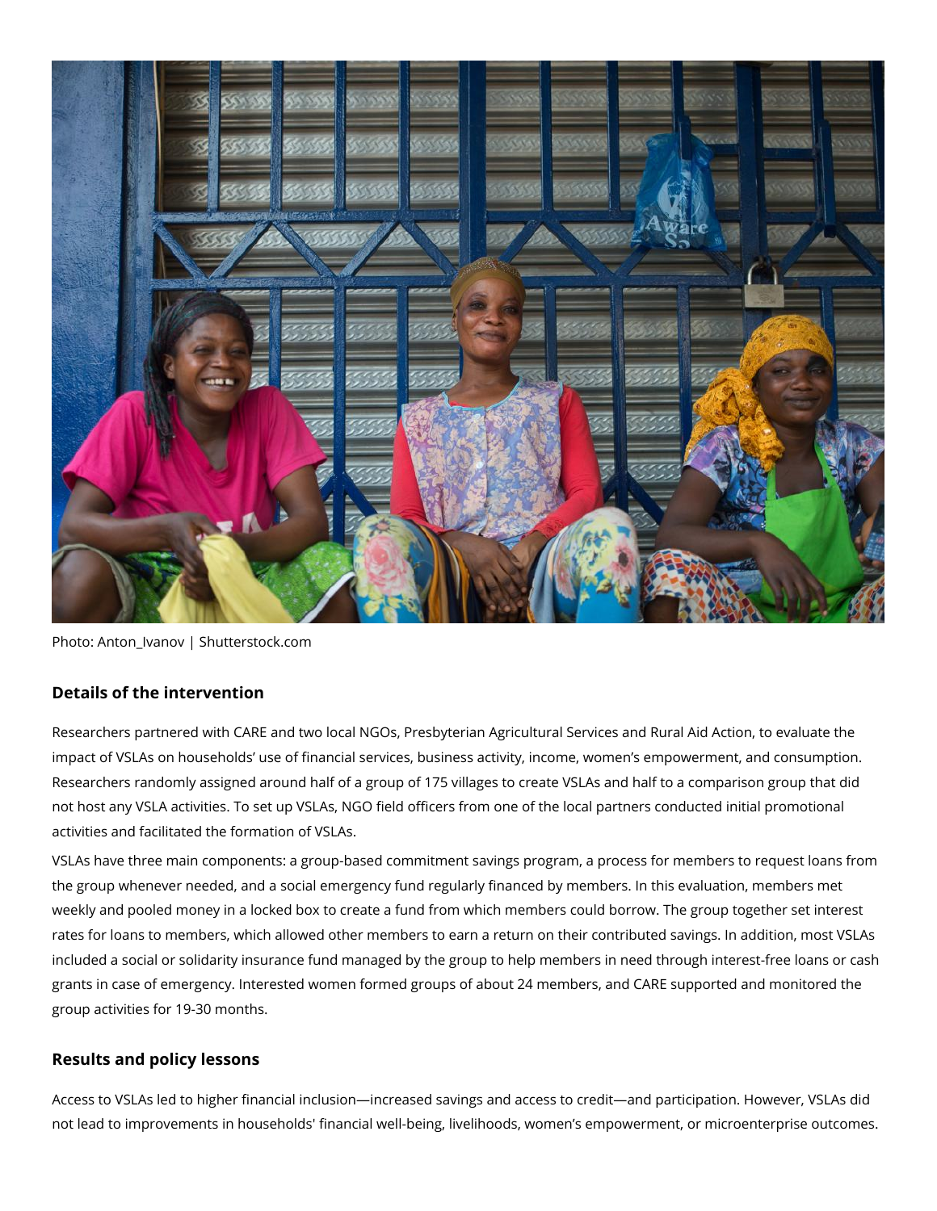Photo: Anton_Ivanov | Shutterstock.com

### Details of the intervention

Researchers partnered with CARE and two local NGOs, Presbyterian Agricultural Services and Rural Aid Action, to evaluate the impact of VSLAs on households' use of financial services, business activity, income, women's empowerment, and consumption. Researchers randomly assigned around half of a group of 175 villages to create VSLAs and half to a comparison group that did not host any VSLA activities. To set up VSLAs, NGO field officers from one of the local partners conducted initial promotional activities and facilitated the formation of VSLAs.

VSLAs have three main components: a group-based commitment savings program, a process for members to request loans from the group whenever needed, and a social emergency fund regularly financed by members. In this evaluation, members met weekly and pooled money in a locked box to create a fund from which members could borrow. The group together set interest rates for loans to members, which allowed other members to earn a return on their contributed savings. In addition, most VSLAs included a social or solidarity insurance fund managed by the group to help members in need through interest-free loans or cash grants in case of emergency. Interested women formed groups of about 24 members, and CARE supported and monitored the group activities for 19-30 months.

### Results and policy lessons

Access to VSLAs led to higher financial inclusion—increased savings and access to credit—and participation. However, VSLAs did not lead to improvements in households' financial well-being, livelihoods, women's empowerment, or microenterprise outcomes.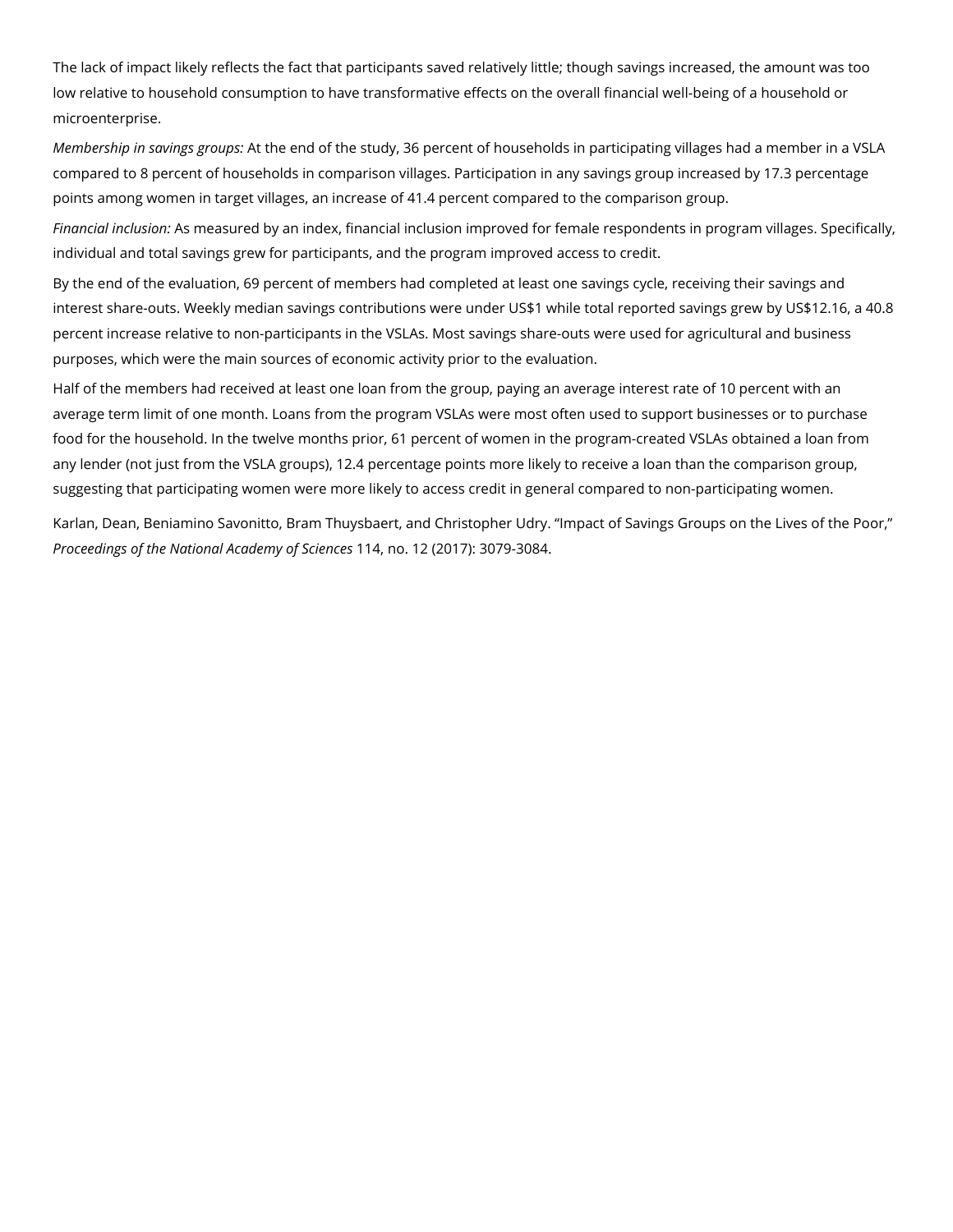The lack of impact likely reflects the fact that participants saved relatively little; though savings increased, the amount was too low relative to household consumption to have transformative effects on the overall financial well-being of a household or microenterprise.

*Membership in savings groups:* At the end of the study, 36 percent of households in participating villages had a member in a VSLA compared to 8 percent of households in comparison villages. Participation in any savings group increased by 17.3 percentage points among women in target villages, an increase of 41.4 percent compared to the comparison group.

*Financial inclusion:* As measured by an index, financial inclusion improved for female respondents in program villages. Specifically, individual and total savings grew for participants, and the program improved access to credit.

By the end of the evaluation, 69 percent of members had completed at least one savings cycle, receiving their savings and interest share-outs. Weekly median savings contributions were under US$1 while total reported savings grew by US$12.16, a 40.8 percent increase relative to non-participants in the VSLAs. Most savings share-outs were used for agricultural and business purposes, which were the main sources of economic activity prior to the evaluation.

Half of the members had received at least one loan from the group, paying an average interest rate of 10 percent with an average term limit of one month. Loans from the program VSLAs were most often used to support businesses or to purchase food for the household. In the twelve months prior, 61 percent of women in the program-created VSLAs obtained a loan from any lender (not just from the VSLA groups), 12.4 percentage points more likely to receive a loan than the comparison group, suggesting that participating women were more likely to access credit in general compared to non-participating women.

Karlan, Dean, Beniamino Savonitto, Bram Thuysbaert, and Christopher Udry. "Impact of Savings Groups on the Lives of the Poor," *Proceedings of the National Academy of Sciences* 114, no. 12 (2017): 3079-3084.